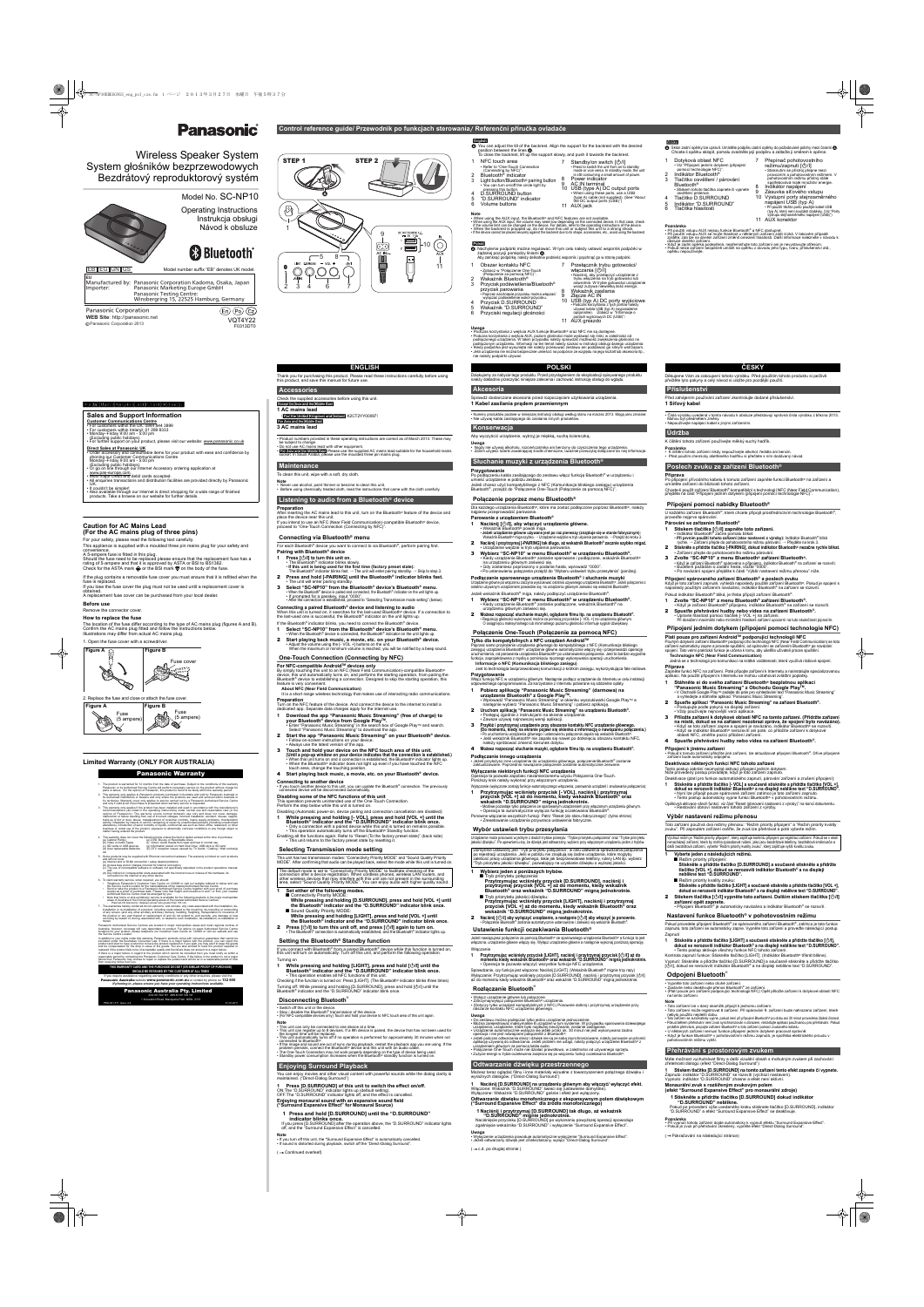# Panasonic

## Wireless Speaker System
## System głośników bezprzewodowych
## Bezdrátový reproduktorový systém

Model No. SC-NP10

Operating Instructions
Instrukcja obsługi
Návod k obsluze

Bluetooth®

EB EG GN GS

Model number suffix "EB" denotes UK model.

EU

Manufactured by: Panasonic Corporation Kadoma, Osaka, Japan
Importer: Panasonic Marketing Europe GmbH
Panasonic Testing Centre
Winsbergring 15, 22525 Hamburg, Germany

Panasonic Corporation
**WEB Site:** http://panasonic.net
©Panasonic Corporation 2013

En Pl Cz

VQT4Y22
F0313DT0

## Control reference guide/ Przewodnik po funkcjach sterowania/ Referenční příručka ovladače

STEP 1 STEP 2

### English

Ⓐ You can adjust the tilt of the backrest. Align the support for the backrest with the desired position between the lines Ⓐ.
To close the backrest, lift up the support slowly, and push it towards the backrest.

1. NFC touch area
   - Refer to "One-Touch Connection (Connecting by NFC)".
2. Bluetooth® indicator
3. Light button/Bluetooth® pairing button
   - You can turn on/off the circle light by pressing this button.
4. D.SURROUND button
5. "D.SURROUND" indicator
6. Volume buttons
7. Standby/on switch [⏻/|]
   - Press to switch the unit from on to standby mode or vice versa. In standby mode, the unit is still consuming a small amount of power.
8. Power indicator
9. AC IN terminal
10. USB (type A) DC output ports
    - When using these ports, use a USB (type A) cable (not supplied). (See "About the DC output ports (USB)".)
11. AUX input

**Note**
- When using the AUX input, the Bluetooth® and NFC features are not available.
- When using the AUX input, the volume may seem low depending on the connected device. In that case, check if the volume level can be changed on the device. For details, refer to the operating instructions of the device.
- When the backrest is propped up, do not move the unit or subject the unit to a strong shock.
- If the device cannot be placed securely against the backrest due to its shape, accessories, etc., avoid using the backrest.

### Polski

Ⓐ Nachylenie podpórki można regulować. W tym celu należy ustawić wspornik podpórki w żądanej pozycji pomiędzy liniami Ⓐ.
Aby zamknąć podpórkę, należy delikatnie podnieść wspornik i popchnąć go w stronę podpórki.

1. Obszar kontaktu NFC
   - Zobacz w "Połączenie One-Touch (Połączenie za pomocą NFC)".
2. Wskaźnik Bluetooth®
3. Przycisk podświetlenia/Bluetooth® przycisk parowania
4. Przycisk D.SURROUND
5. Wskaźnik "D.SURROUND"
6. Przyciski regulacji głośności
7. Przełącznik trybu gotowości/włączenia [⏻/|]
8. Wskaźnik zasilania
9. Złącze AC IN
10. USB (typ A) DC porty wyjściowe
11. AUX gniazdo

**Uwaga**

### Česky

Ⓐ Sklon zadní opěrky lze upravit.

1. Dotyková oblast NFC
2. Indikátor Bluetooth®
3. Tlačítko osvětlení / párování Bluetooth®
4. Tlačítko D.SURROUND
5. Indikátor "D.SURROUND"
6. Tlačítka hlasitosti
7. Přepínač pohotovostního režimu/zapnutí [⏻/|]
8. Indikátor napájení
9. Zásuvka střídavého vstupu
10. Výstupní porty stejnosměrného napájení USB (typ A)
11. AUX konektor

**Poznámka**

## Sales and Support Information

**Customer Communications Centre**
- For customers within the UK: 0344 844 3899
- For customers within Ireland: 01 289 8333
- Monday–Friday 9:00 am – 5:00 pm (Excluding public holidays).
- For further support on your product, please visit our website: www.panasonic.co.uk

**Direct Sales at Panasonic UK**
- Order accessory and consumable items for your product with ease and confidence by phoning our Customer Communications Centre Monday–Friday 9:00 am – 5:00 pm (Excluding public holidays).
- Or go on line through our Internet Accessory ordering application at www.pas-europe.com.
- Most major credit and debit cards accepted.
- All enquiries transactions and distribution facilities are provided directly by Panasonic UK.
- It couldn't be simpler!
- Also available through our Internet is direct shopping for a wide range of finished products. Take a browse on our website for further details.

## Caution for AC Mains Lead (For the AC mains plug of three pins)

For your safety, please read the following text carefully.

This appliance is supplied with a moulded three pin mains plug for your safety and convenience.
A 5-ampere fuse is fitted in this plug.
Should the fuse need to be replaced please ensure that the replacement fuse has a rating of 5-ampere and that it is approved by ASTA or BSI to BS1362.
Check for the ASTA mark or the BSI mark on the body of the fuse.

If the plug contains a removable fuse cover you must ensure that it is refitted when the fuse is replaced.
If you lose the fuse cover the plug must not be used until a replacement cover is obtained.
A replacement fuse cover can be purchased from your local dealer.

**Before use**
Remove the connector cover.

**How to replace the fuse**
The location of the fuse differ according to the type of AC mains plug (figures A and B). Confirm the AC mains plug fitted and follow the instructions below.
Illustrations may differ from actual AC mains plug.

1. Open the fuse cover with a screwdriver.

Figure A — Figure B — Fuse cover

2. Replace the fuse and close or attach the fuse cover.

Figure A — Fuse (5 ampere) — Figure B — Fuse (5 ampere)

## Limited Warranty (ONLY FOR AUSTRALIA)

### Panasonic Warranty

THIS WARRANTY CARD AND THE PURCHASE DOCKET (OR SIMILAR PROOF OF PURCHASE) SHOULD BE RETAINED BY THE CUSTOMER AT ALL TIMES

**Panasonic Australia Pty. Limited**

## ENGLISH

Thank you for purchasing this product. Please read these instructions carefully before using this product, and save this manual for future use.

### Accessories

Check the supplied accessories before using this unit.

**Except for Australia and the Middle East**
**1 AC mains lead**

**For Australia and the Middle East**
**3 AC mains lead**

- Product numbers provided in these operating instructions are correct as of March 2013. These may be subject to change.
- Do not use AC mains lead with other equipment.

### Maintenance

To clean this unit, wipe with a soft, dry cloth.

**Note**
- Never use alcohol, paint thinner or benzine to clean this unit.
- Before using chemically treated cloth, read the instructions that came with the cloth carefully.

### Listening to audio from a Bluetooth® device

**Preparation**
After inserting the AC mains lead to this unit, turn on the Bluetooth® feature of the device and place the device near this unit.
If you intend to use an NFC (Near Field Communication)-compatible Bluetooth® device, proceed to "One-Touch Connection (Connecting by NFC)".

#### Connecting via Bluetooth® menu

For each Bluetooth® device you want to connect to this unit for the first time, perform pairing first.

**Pairing with Bluetooth® device**

**1 Press [⏻/|] to turn this unit on.**
- The Bluetooth® indicator blinks slowly.

**If this unit is being used for the first time (factory preset state):**
The Bluetooth® indicator blinks fast. The unit will enter pairing standby. → Skip to step 3.

**2 Press and hold [PAIRING] until the Bluetooth® indicator blinks fast.**

**3 Select "SC-NP10" from the Bluetooth® device's Bluetooth® menu.**
- If prompted for a passkey, input "0000".
- After the connection is established, proceed to "Selecting Transmission mode setting".

**Connecting a paired Bluetooth® device and listening to audio**

**1 Select "SC-NP10" from the Bluetooth® device's Bluetooth® menu.**

**2 Start playing back music, a movie, etc. on your Bluetooth® device.**
- Adjust the volume using the [– VOL +] buttons on the unit.

#### One-Touch Connection (Connecting by NFC)

**For NFC-compatible Android™ devices only**

**About NFC (Near Field Communication)**
It is a short range wireless technology that enables use of interacting radio communications.

**Preparation**

**1 Download the app "Panasonic Music Streaming" (free of charge) to your Bluetooth® device from Google Play™.**

**2 Start the app "Panasonic Music Streaming" on your Bluetooth® device.**

**3 Touch and hold your device on the NFC touch area of this unit. (Until a pop-up window on your device indicates that the connection is established.)**

**4 Start playing back music, a movie, etc. on your Bluetooth® device.**

**Connecting to another device**

**Disabling some of the NFC functions of this unit**

**While pressing and holding [– VOL], press and hold [VOL +] until the Bluetooth® indicator and the "D.SURROUND" indicator blink once.**

#### Selecting Transmission mode setting

This unit has two transmission modes: "Connectivity Priority MODE" and "Sound Quality Priority MODE".

**1 Select one of the following modes.**

■ **Connectivity Priority MODE:**
**While pressing and holding [D.SURROUND], press and hold [VOL +] until the Bluetooth® indicator and the "D.SURROUND" indicator blink once.**

■ **Sound Quality Priority MODE:**
**While pressing and holding [LIGHT], press and hold [VOL +] until the Bluetooth® indicator and the "D.SURROUND" indicator blink once.**

**2 Press [⏻/|] to turn this unit off, and press [⏻/|] again to turn on.**

#### Setting the Bluetooth® Standby function

**1 Press [⏻/|] to turn this unit on.**

**While pressing and holding [LIGHT], press and hold [⏻/|] until the Bluetooth® indicator and the "D.SURROUND" indicator blink once.**

#### Disconnecting Bluetooth®

**Note**

### Enjoying Surround Playback

**Enjoying monaural sound with an expansive sound field ("Surround Expansive Effect" for Monaural Source)**

**1 Press and hold [D.SURROUND] until the "D.SURROUND" indicator blinks once.**

**Note**

(→ Continued overleaf)

## POLSKI

### Akcesoria

**1 Kabel zasilania prądem przemiennym**

### Konserwacja

### Słuchanie muzyki z urządzenia Bluetooth®

#### Połączenie poprzez menu Bluetooth®

**1 Naciśnij [⏻/|], aby włączyć urządzenie główne.**

**2 Naciśnij i przytrzymaj [PAIRING] tak długo, aż wskaźnik Bluetooth® zacznie szybko migać.**

**3 Wybierz "SC-NP10" w menu Bluetooth® w urządzeniu Bluetooth®.**

**1 Wybierz "SC-NP10" w menu Bluetooth® urządzenia Bluetooth®.**

**2 Rozpocznij odtwarzanie muzyki, oglądanie filmu itp. na urządzeniu Bluetooth®.**

#### Połączenie One-Touch (Połączenie za pomocą NFC)

**Tylko dla kompatybilnych z NFC urządzeń Android™**

**1 Pobierz aplikację "Panasonic Music Streaming" (darmową) na urządzenie Bluetooth® z Google Play™.**

**2 Uruchom aplikację "Panasonic Music Streaming" na urządzeniu Bluetooth®.**

**3 Przyłóż i przytrzymaj urządzenie przy obszarze kontaktu NFC urządzenia głównego.**

**4 Rozpocznij odtwarzanie muzyki, oglądanie filmu itp. na urządzeniu Bluetooth®.**

#### Wybór ustawienia trybu przesyłania

#### Ustawienie funkcji oczekiwania Bluetooth®

#### Rozłączanie Bluetooth®

### Odtwarzanie dźwięku przestrzennego

(→ ciąg dalszy na odwrocie)

## ČESKY

### Příslušenství

**1 Síťový kabel**

### Údržba

### Poslech zvuku ze zařízení Bluetooth®

#### Připojení pomocí nabídky Bluetooth®

**1 Stiskem tlačítka [⏻/|] zapněte toto zařízení.**

**2 Stiskněte a přidržte tlačítko [PAIRING], dokud indikátor Bluetooth® nezačne rychle blikat.**

**3 Zvolte "SC-NP10" z menu Bluetooth® zařízení Bluetooth®.**

**1 Zvolte "SC-NP10" z menu Bluetooth® zařízení Bluetooth®.**

**2 Spusťte přehrávání hudby nebo videa na zařízení Bluetooth®.**

#### Připojení jedním dotykem (připojení pomocí technologie NFC)

**1 Stáhněte si do svého zařízení Bluetooth® bezplatnou aplikaci "Panasonic Music Streaming" z Obchodu Google Play™.**

**2 Spusťte aplikaci "Panasonic Music Streaming" na zařízení Bluetooth®.**

**3 Přiložte zařízení k dotykové oblasti NFC na tomto zařízení.**

**4 Spusťte přehrávání hudby nebo videa na zařízení Bluetooth®.**

#### Výběr nastavení režimu přenosu

#### Nastavení funkce Bluetooth® v pohotovostním režimu

#### Odpojení Bluetooth®

### Přehrávání s prostorovým zvukem

(→ Pokračování na následující stránce)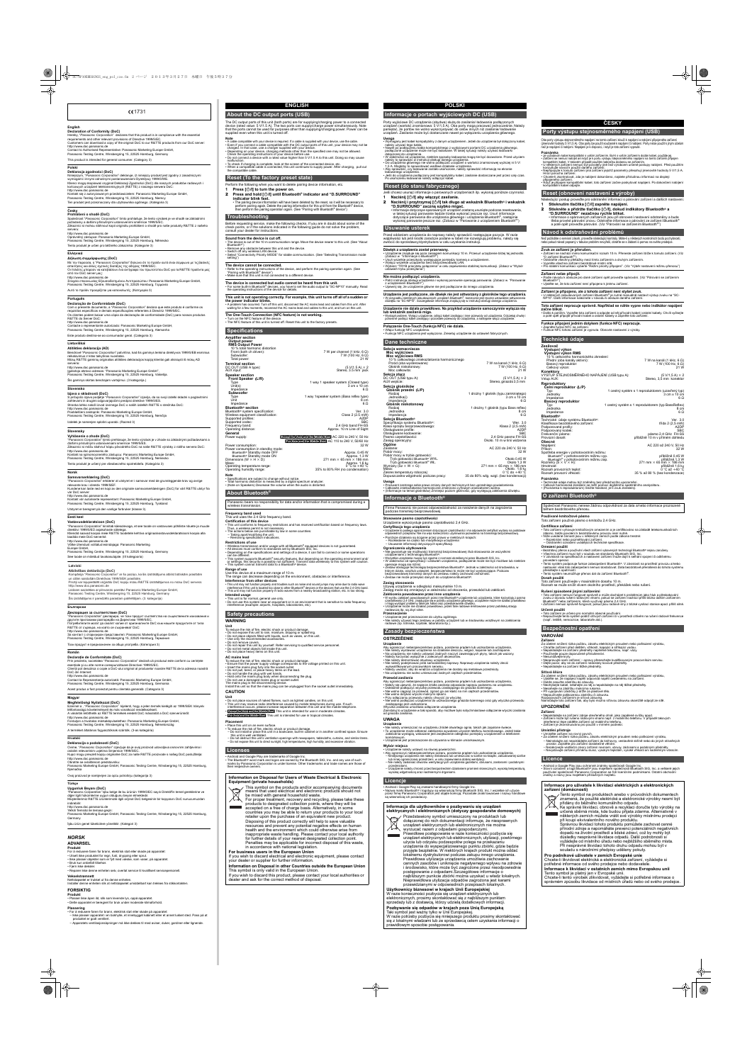CE1731

**English**

**Declaration of Conformity (DoC)**

Hereby, "Panasonic Corporation" declares that this product is in compliance with the essential requirements and other relevant provisions of Directive 1999/5/EC.

Customers can download a copy of the original DoC to our R&TTE products from our DoC server: http://www.doc.panasonic.de

Contact to Authorized Representative: Panasonic Marketing Europe GmbH, Panasonic Testing Centre, Winsbergring 15, 22525 Hamburg, Germany

This product is intended for general consumer. (Category 3)

**Polski**

**Deklaracja zgodności (DoC)**

**Česky**

**Prohlášení o shodě (DoC)**

**Ελληνικά**

**Δήλωση συμμόρφωσης (DoC)**

**Português**

**Declaração de Conformidade (DoC)**

**Lietuviškai**

**Atitikties deklaracija (AD)**

**Slovensko**

**Izjava o skladnosti (DoC)**

**Slovensky**

**Vyhlásenie o zhode (DoC)**

**Norsk**

**Samsvarserklæring (DoC)**

**Eesti keel**

**Vastavusdeklaratsioon (DoC)**

**Latviski**

**Atbilstības deklarācija (DoC)**

**Български**

**Декларация за съответствие (DoC)**

**Română**

**Declarație de Conformitate (DoC)**

**Magyar**

**Megfelelőségi Nyilatkozat (DoC)**

**Hrvatski**

**Izjava o sukladnosti (DoC)**

**Türkçe**

**Uygunluk Beyanı (DoC)**

*NORSK*

**ADVARSEL**

**Produkt**

**Vekselstrømnett**

**FORSIKTIG**

**Produkt**

**Plassering**

## ENGLISH

### About the DC output ports (USB)

### Reset (to the factory preset state)

### Troubleshooting

### Specifications

### About Bluetooth®

### Safety precautions

**WARNING**

**CAUTION**

### Licenses

**Information on Disposal for Users of Waste Electrical & Electronic Equipment (private households)**

**For business users in the European Union**

**Information on Disposal in other Countries outside the European Union**

## POLSKI

### Informacje o portach wyjściowych DC (USB)

### Reset (do stanu fabrycznego)

### Usuwanie usterek

### Dane techniczne

### Informacje o Bluetooth®

### Zasady bezpieczeństwa

**OSTRZEŻENIE**

**UWAGA**

### Licencje

## ČESKY

### Porty výstupu stejnosměrného napájení (USB)

### Reset (obnovení nastavení z výroby)

### Návod k odstraňování problémů

### Technické údaje

### O zařízení Bluetooth®

### Bezpečnostní opatření

**VAROVÁNÍ**

**UPOZORNĚNÍ**

### Licence